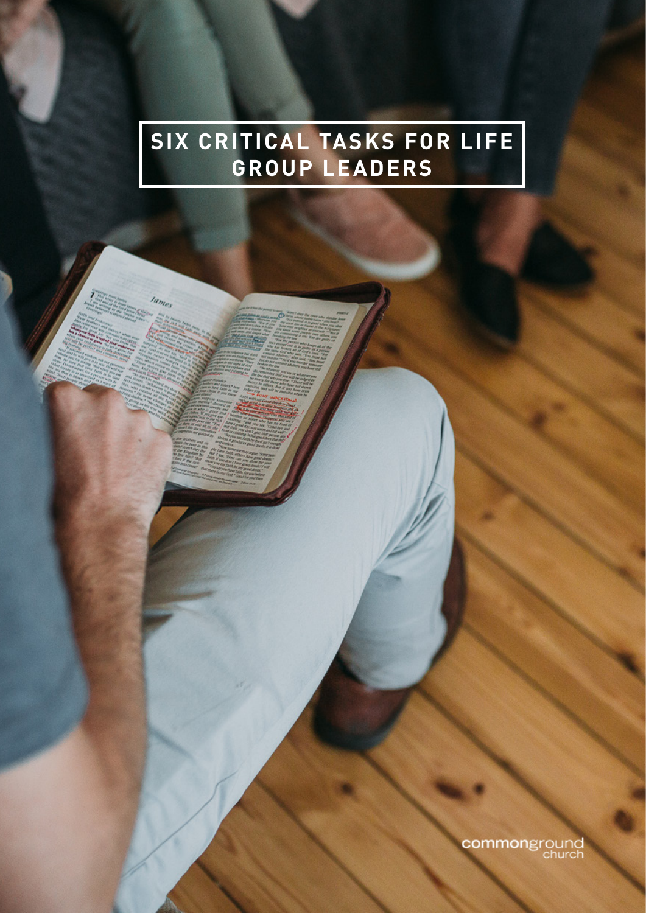# SIX CRITICAL TASKS FOR LIFE GROUP LEADERS

commonground church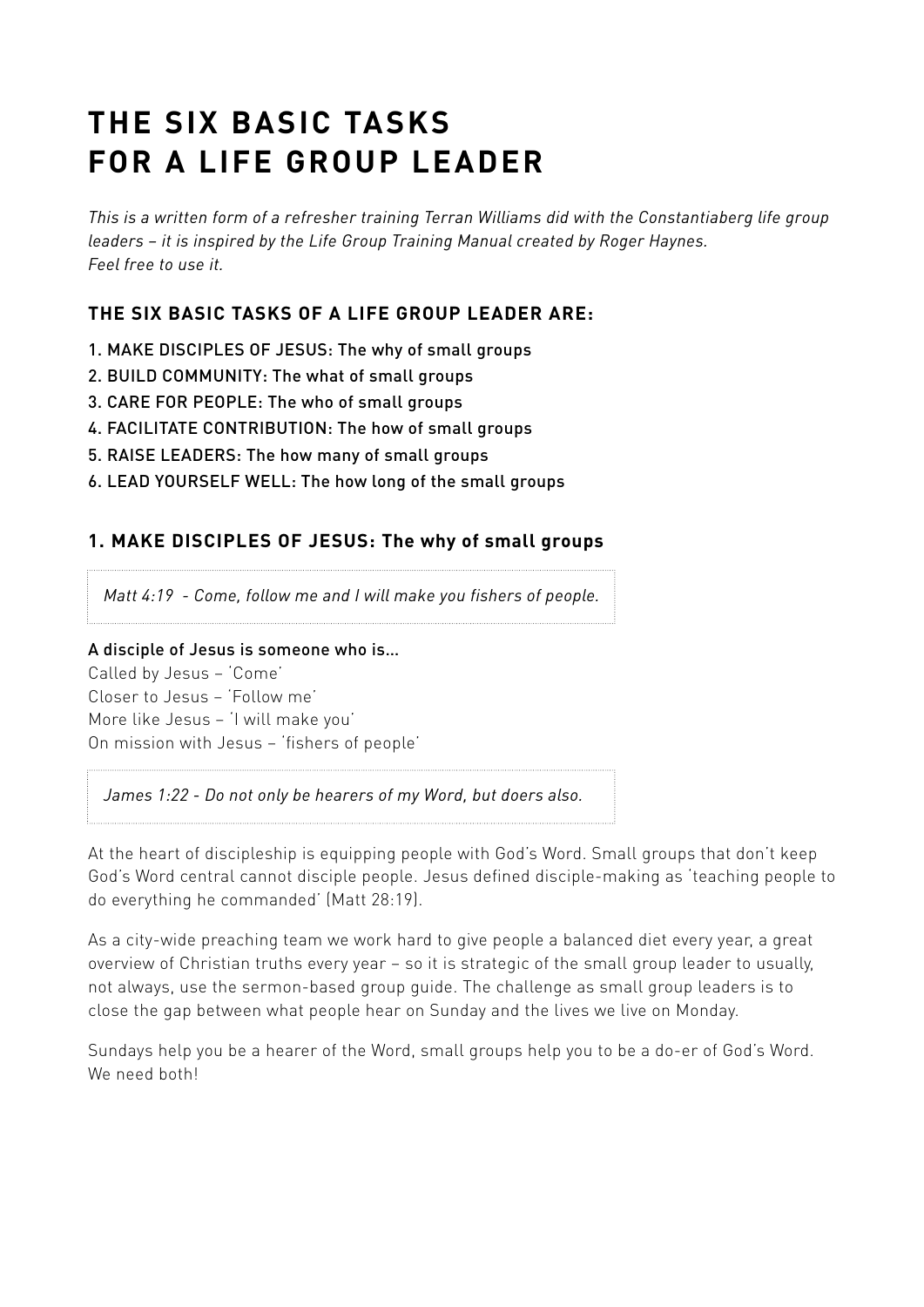# THE SIX BASIC TASKS FOR A LIFE GROUP LEADER

*This is a written form of a refresher training Terran Williams did with the Constantiaberg life group leaders – it is inspired by the Life Group Training Manual created by Roger Haynes. Feel free to use it.*

### THE SIX BASIC TASKS OF A LIFE GROUP LEADER ARE:

1. MAKE DISCIPLES OF JESUS: The why of small groups
2. BUILD COMMUNITY: The what of small groups
3. CARE FOR PEOPLE: The who of small groups
4. FACILITATE CONTRIBUTION: The how of small groups
5. RAISE LEADERS: The how many of small groups
6. LEAD YOURSELF WELL: The how long of the small groups

### 1. MAKE DISCIPLES OF JESUS: The why of small groups

> *Matt 4:19 - Come, follow me and I will make you fishers of people.*

A disciple of Jesus is someone who is...
Called by Jesus – 'Come'
Closer to Jesus – 'Follow me'
More like Jesus – 'I will make you'
On mission with Jesus – 'fishers of people'

> *James 1:22 - Do not only be hearers of my Word, but doers also.*

At the heart of discipleship is equipping people with God's Word. Small groups that don't keep God's Word central cannot disciple people. Jesus defined disciple-making as 'teaching people to do everything he commanded' (Matt 28:19).

As a city-wide preaching team we work hard to give people a balanced diet every year, a great overview of Christian truths every year – so it is strategic of the small group leader to usually, not always, use the sermon-based group guide. The challenge as small group leaders is to close the gap between what people hear on Sunday and the lives we live on Monday.

Sundays help you be a hearer of the Word, small groups help you to be a do-er of God's Word. We need both!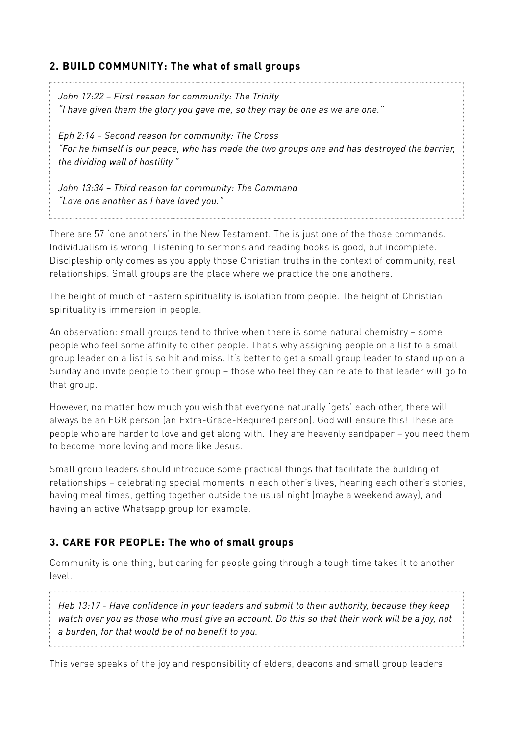## 2. BUILD COMMUNITY: The what of small groups

*John 17:22 – First reason for community: The Trinity*
*"I have given them the glory you gave me, so they may be one as we are one."*

*Eph 2:14 – Second reason for community: The Cross*
*"For he himself is our peace, who has made the two groups one and has destroyed the barrier, the dividing wall of hostility."*

*John 13:34 – Third reason for community: The Command*
*"Love one another as I have loved you."*

There are 57 'one anothers' in the New Testament. The is just one of the those commands. Individualism is wrong. Listening to sermons and reading books is good, but incomplete. Discipleship only comes as you apply those Christian truths in the context of community, real relationships. Small groups are the place where we practice the one anothers.

The height of much of Eastern spirituality is isolation from people. The height of Christian spirituality is immersion in people.

An observation: small groups tend to thrive when there is some natural chemistry – some people who feel some affinity to other people. That's why assigning people on a list to a small group leader on a list is so hit and miss. It's better to get a small group leader to stand up on a Sunday and invite people to their group – those who feel they can relate to that leader will go to that group.

However, no matter how much you wish that everyone naturally 'gets' each other, there will always be an EGR person (an Extra-Grace-Required person). God will ensure this! These are people who are harder to love and get along with. They are heavenly sandpaper – you need them to become more loving and more like Jesus.

Small group leaders should introduce some practical things that facilitate the building of relationships – celebrating special moments in each other's lives, hearing each other's stories, having meal times, getting together outside the usual night (maybe a weekend away), and having an active Whatsapp group for example.

## 3. CARE FOR PEOPLE: The who of small groups

Community is one thing, but caring for people going through a tough time takes it to another level.

*Heb 13:17 - Have confidence in your leaders and submit to their authority, because they keep watch over you as those who must give an account. Do this so that their work will be a joy, not a burden, for that would be of no benefit to you.*

This verse speaks of the joy and responsibility of elders, deacons and small group leaders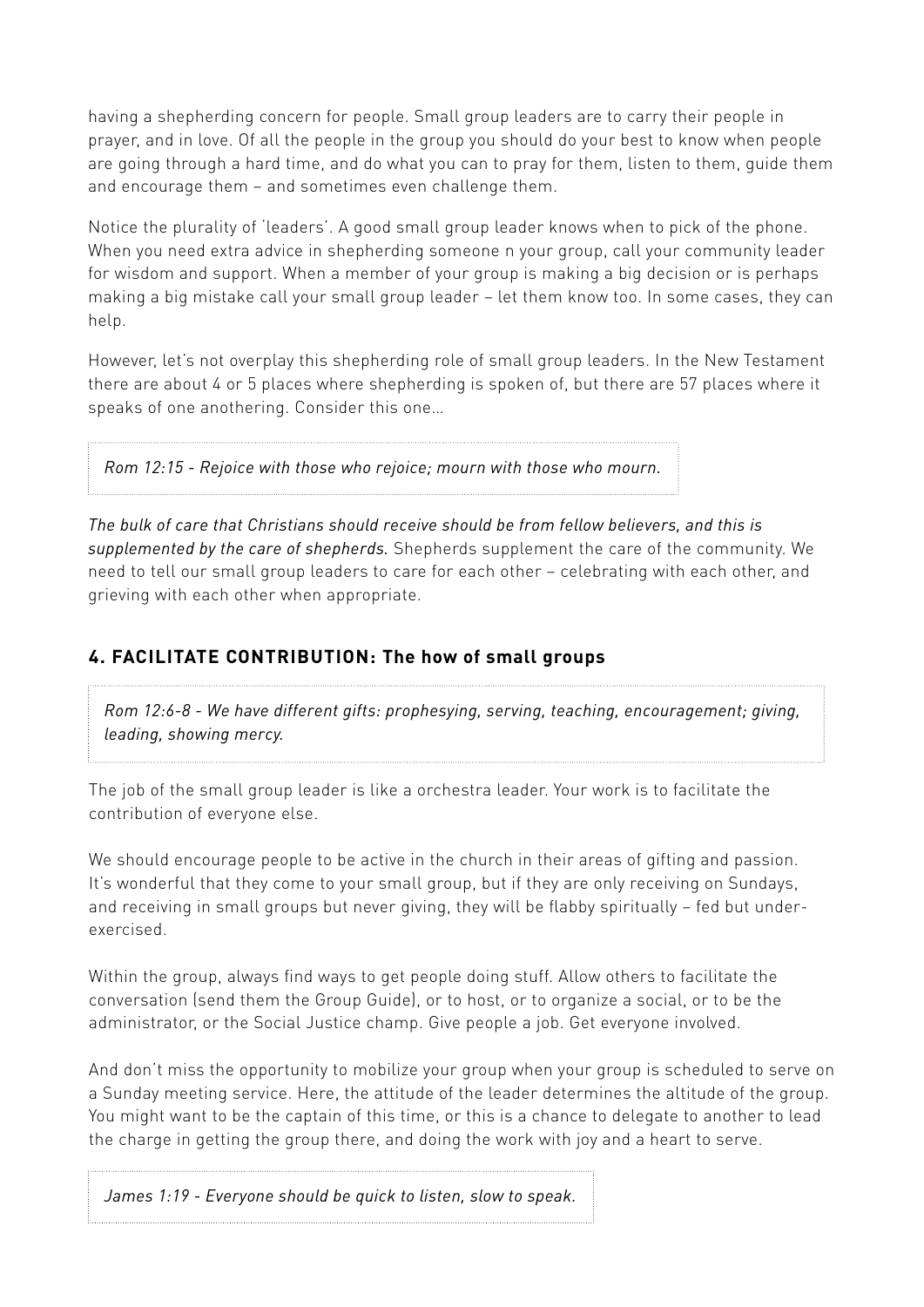having a shepherding concern for people. Small group leaders are to carry their people in prayer, and in love. Of all the people in the group you should do your best to know when people are going through a hard time, and do what you can to pray for them, listen to them, guide them and encourage them – and sometimes even challenge them.

Notice the plurality of 'leaders'. A good small group leader knows when to pick of the phone. When you need extra advice in shepherding someone n your group, call your community leader for wisdom and support. When a member of your group is making a big decision or is perhaps making a big mistake call your small group leader – let them know too. In some cases, they can help.

However, let's not overplay this shepherding role of small group leaders. In the New Testament there are about 4 or 5 places where shepherding is spoken of, but there are 57 places where it speaks of one anothering. Consider this one...

> *Rom 12:15 - Rejoice with those who rejoice; mourn with those who mourn.*

*The bulk of care that Christians should receive should be from fellow believers, and this is supplemented by the care of shepherds.* Shepherds supplement the care of the community. We need to tell our small group leaders to care for each other – celebrating with each other, and grieving with each other when appropriate.

## 4. FACILITATE CONTRIBUTION: The how of small groups

> *Rom 12:6-8 - We have different gifts: prophesying, serving, teaching, encouragement; giving, leading, showing mercy.*

The job of the small group leader is like a orchestra leader. Your work is to facilitate the contribution of everyone else.

We should encourage people to be active in the church in their areas of gifting and passion. It's wonderful that they come to your small group, but if they are only receiving on Sundays, and receiving in small groups but never giving, they will be flabby spiritually – fed but under-exercised.

Within the group, always find ways to get people doing stuff. Allow others to facilitate the conversation (send them the Group Guide), or to host, or to organize a social, or to be the administrator, or the Social Justice champ. Give people a job. Get everyone involved.

And don't miss the opportunity to mobilize your group when your group is scheduled to serve on a Sunday meeting service. Here, the attitude of the leader determines the altitude of the group. You might want to be the captain of this time, or this is a chance to delegate to another to lead the charge in getting the group there, and doing the work with joy and a heart to serve.

> *James 1:19 - Everyone should be quick to listen, slow to speak.*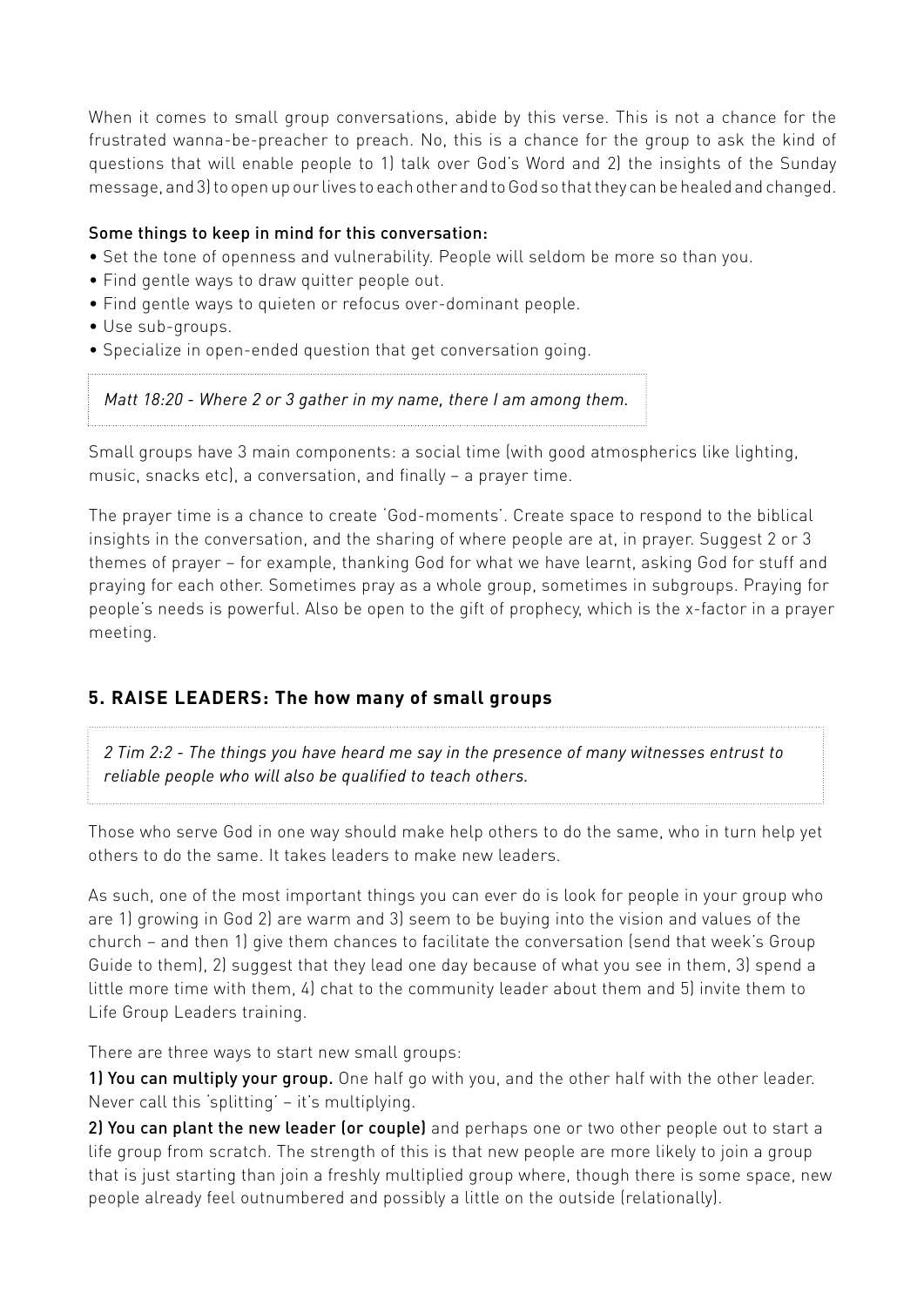When it comes to small group conversations, abide by this verse. This is not a chance for the frustrated wanna-be-preacher to preach. No, this is a chance for the group to ask the kind of questions that will enable people to 1) talk over God's Word and 2) the insights of the Sunday message, and 3) to open up our lives to each other and to God so that they can be healed and changed.

Some things to keep in mind for this conversation:

- Set the tone of openness and vulnerability. People will seldom be more so than you.
- Find gentle ways to draw quitter people out.
- Find gentle ways to quieten or refocus over-dominant people.
- Use sub-groups.
- Specialize in open-ended question that get conversation going.

> *Matt 18:20 - Where 2 or 3 gather in my name, there I am among them.*

Small groups have 3 main components: a social time (with good atmospherics like lighting, music, snacks etc), a conversation, and finally – a prayer time.

The prayer time is a chance to create 'God-moments'. Create space to respond to the biblical insights in the conversation, and the sharing of where people are at, in prayer. Suggest 2 or 3 themes of prayer – for example, thanking God for what we have learnt, asking God for stuff and praying for each other. Sometimes pray as a whole group, sometimes in subgroups. Praying for people's needs is powerful. Also be open to the gift of prophecy, which is the x-factor in a prayer meeting.

## 5. RAISE LEADERS: The how many of small groups

> *2 Tim 2:2 - The things you have heard me say in the presence of many witnesses entrust to reliable people who will also be qualified to teach others.*

Those who serve God in one way should make help others to do the same, who in turn help yet others to do the same. It takes leaders to make new leaders.

As such, one of the most important things you can ever do is look for people in your group who are 1) growing in God 2) are warm and 3) seem to be buying into the vision and values of the church – and then 1) give them chances to facilitate the conversation (send that week's Group Guide to them), 2) suggest that they lead one day because of what you see in them, 3) spend a little more time with them, 4) chat to the community leader about them and 5) invite them to Life Group Leaders training.

There are three ways to start new small groups:

**1) You can multiply your group.** One half go with you, and the other half with the other leader. Never call this 'splitting' – it's multiplying.

**2) You can plant the new leader (or couple)** and perhaps one or two other people out to start a life group from scratch. The strength of this is that new people are more likely to join a group that is just starting than join a freshly multiplied group where, though there is some space, new people already feel outnumbered and possibly a little on the outside (relationally).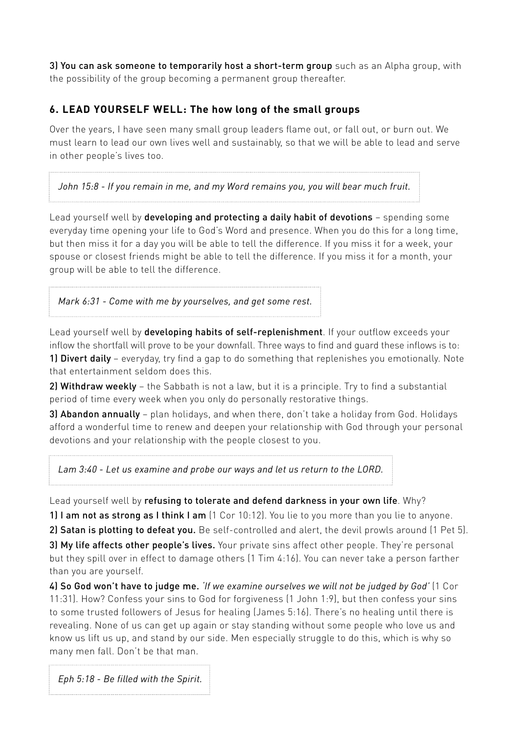**3) You can ask someone to temporarily host a short-term group** such as an Alpha group, with the possibility of the group becoming a permanent group thereafter.

## 6. LEAD YOURSELF WELL: The how long of the small groups

Over the years, I have seen many small group leaders flame out, or fall out, or burn out. We must learn to lead our own lives well and sustainably, so that we will be able to lead and serve in other people's lives too.

> *John 15:8 - If you remain in me, and my Word remains you, you will bear much fruit.*

Lead yourself well by **developing and protecting a daily habit of devotions** – spending some everyday time opening your life to God's Word and presence. When you do this for a long time, but then miss it for a day you will be able to tell the difference. If you miss it for a week, your spouse or closest friends might be able to tell the difference. If you miss it for a month, your group will be able to tell the difference.

> *Mark 6:31 - Come with me by yourselves, and get some rest.*

Lead yourself well by **developing habits of self-replenishment**. If your outflow exceeds your inflow the shortfall will prove to be your downfall. Three ways to find and guard these inflows is to:
**1) Divert daily** – everyday, try find a gap to do something that replenishes you emotionally. Note that entertainment seldom does this.
**2) Withdraw weekly** – the Sabbath is not a law, but it is a principle. Try to find a substantial period of time every week when you only do personally restorative things.
**3) Abandon annually** – plan holidays, and when there, don't take a holiday from God. Holidays afford a wonderful time to renew and deepen your relationship with God through your personal devotions and your relationship with the people closest to you.

> *Lam 3:40 - Let us examine and probe our ways and let us return to the LORD.*

Lead yourself well by **refusing to tolerate and defend darkness in your own life**. Why?
**1) I am not as strong as I think I am** (1 Cor 10:12). You lie to you more than you lie to anyone.
**2) Satan is plotting to defeat you.** Be self-controlled and alert, the devil prowls around (1 Pet 5).
**3) My life affects other people's lives.** Your private sins affect other people. They're personal but they spill over in effect to damage others (1 Tim 4:16). You can never take a person farther than you are yourself.
**4) So God won't have to judge me.** *'If we examine ourselves we will not be judged by God'* (1 Cor 11:31). How? Confess your sins to God for forgiveness (1 John 1:9), but then confess your sins to some trusted followers of Jesus for healing (James 5:16). There's no healing until there is revealing. None of us can get up again or stay standing without some people who love us and know us lift us up, and stand by our side. Men especially struggle to do this, which is why so many men fall. Don't be that man.

> *Eph 5:18 - Be filled with the Spirit.*